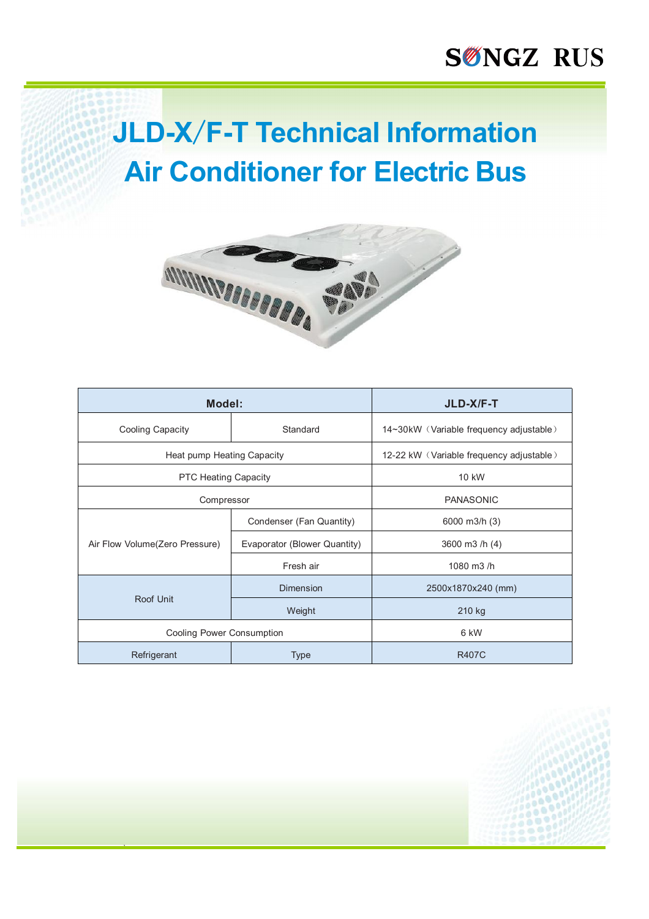SONGZ RUS

# JLD-X/F-T Technical Information
# Air Conditioner for Electric Bus

| Model: | | JLD-X/F-T |
|---|---|---|
| Cooling Capacity | Standard | 14~30kW（Variable frequency adjustable） |
| Heat pump Heating Capacity | | 12-22 kW（Variable frequency adjustable） |
| PTC Heating Capacity | | 10 kW |
| Compressor | | PANASONIC |
| Air Flow Volume(Zero Pressure) | Condenser (Fan Quantity) | 6000 m3/h (3) |
| | Evaporator (Blower Quantity) | 3600 m3 /h (4) |
| | Fresh air | 1080 m3 /h |
| Roof Unit | Dimension | 2500x1870x240 (mm) |
| | Weight | 210 kg |
| Cooling Power Consumption | | 6 kW |
| Refrigerant | Type | R407C |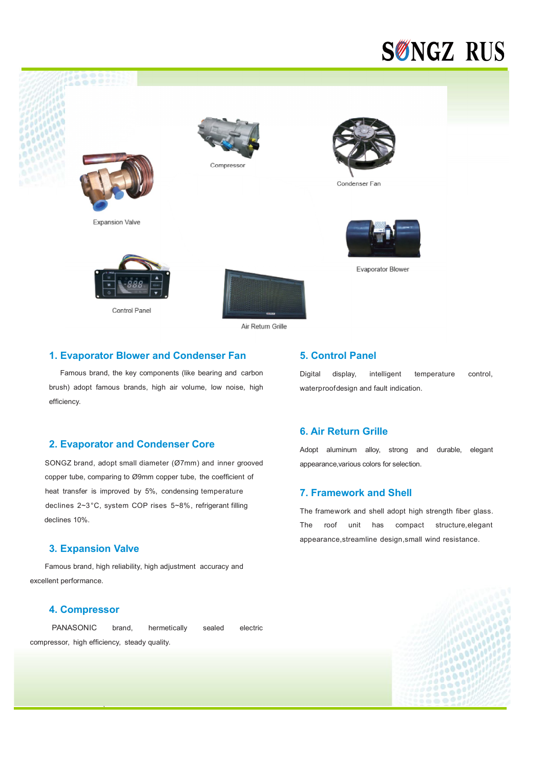Expansion Valve

Compressor

Condenser Fan

Evaporator Blower

Control Panel

Air Return Grille

## 1. Evaporator Blower and Condenser Fan

Famous brand, the key components (like bearing and carbon brush) adopt famous brands, high air volume, low noise, high efficiency.

## 2. Evaporator and Condenser Core

SONGZ brand, adopt small diameter (Ø7mm) and inner grooved copper tube, comparing to Ø9mm copper tube, the coefficient of heat transfer is improved by 5%, condensing temperature declines 2~3°C, system COP rises 5~8%, refrigerant filling declines 10%.

## 3. Expansion Valve

Famous brand, high reliability, high adjustment accuracy and excellent performance.

## 4. Compressor

PANASONIC brand, hermetically sealed electric compressor, high efficiency, steady quality.

## 5. Control Panel

Digital display, intelligent temperature control, waterproofdesign and fault indication.

## 6. Air Return Grille

Adopt aluminum alloy, strong and durable, elegant appearance,various colors for selection.

## 7. Framework and Shell

The framework and shell adopt high strength fiber glass. The roof unit has compact structure,elegant appearance,streamline design,small wind resistance.